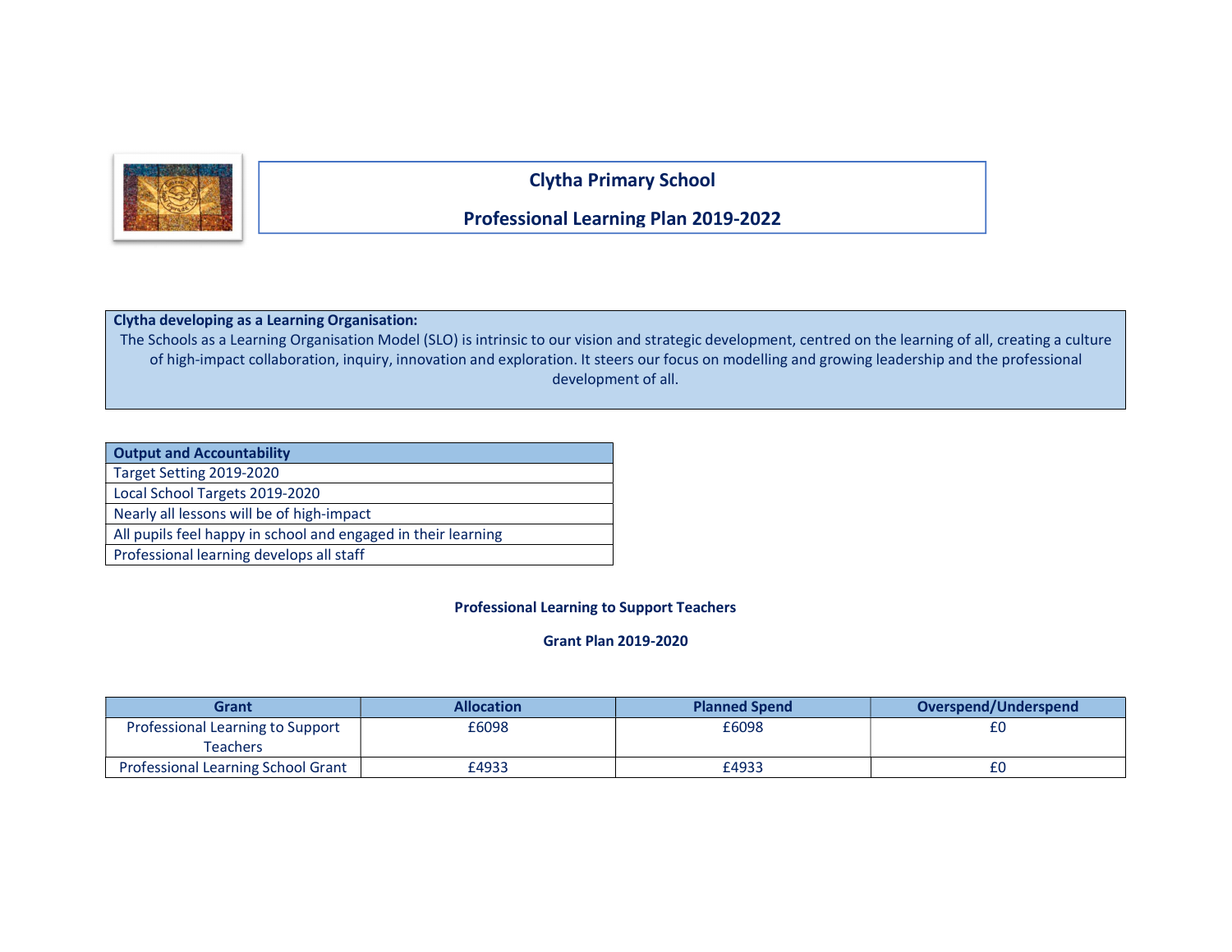# Clytha Primary School

## Professional Learning Plan 2019-2022

**Clytha developing as a Learning Organisation:**

The Schools as a Learning Organisation Model (SLO) is intrinsic to our vision and strategic development, centred on the learning of all, creating a culture of high-impact collaboration, inquiry, innovation and exploration. It steers our focus on modelling and growing leadership and the professional development of all.

| Output and Accountability |
| --- |
| Target Setting 2019-2020 |
| Local School Targets 2019-2020 |
| Nearly all lessons will be of high-impact |
| All pupils feel happy in school and engaged in their learning |
| Professional learning develops all staff |

**Professional Learning to Support Teachers**

**Grant Plan 2019-2020**

| Grant | Allocation | Planned Spend | Overspend/Underspend |
| --- | --- | --- | --- |
| Professional Learning to Support Teachers | £6098 | £6098 | £0 |
| Professional Learning School Grant | £4933 | £4933 | £0 |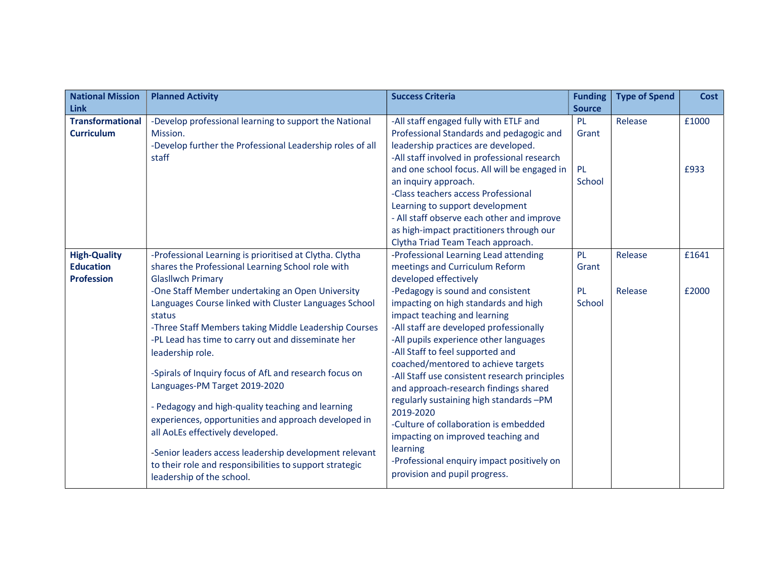| National Mission Link | Planned Activity | Success Criteria | Funding Source | Type of Spend | Cost |
|---|---|---|---|---|---|
| **Transformational Curriculum** | -Develop professional learning to support the National Mission.<br>-Develop further the Professional Leadership roles of all staff | -All staff engaged fully with ETLF and Professional Standards and pedagogic and leadership practices are developed.<br>-All staff involved in professional research and one school focus. All will be engaged in an inquiry approach.<br>-Class teachers access Professional Learning to support development<br>- All staff observe each other and improve as high-impact practitioners through our Clytha Triad Team Teach approach. | PL Grant<br><br>PL School | Release | £1000<br><br>£933 |
| **High-Quality Education Profession** | -Professional Learning is prioritised at Clytha. Clytha shares the Professional Learning School role with Glasllwch Primary<br>-One Staff Member undertaking an Open University Languages Course linked with Cluster Languages School status<br>-Three Staff Members taking Middle Leadership Courses<br>-PL Lead has time to carry out and disseminate her leadership role.<br><br>-Spirals of Inquiry focus of AfL and research focus on Languages-PM Target 2019-2020<br><br>- Pedagogy and high-quality teaching and learning experiences, opportunities and approach developed in all AoLEs effectively developed.<br><br>-Senior leaders access leadership development relevant to their role and responsibilities to support strategic leadership of the school. | -Professional Learning Lead attending meetings and Curriculum Reform developed effectively<br>-Pedagogy is sound and consistent impacting on high standards and high impact teaching and learning<br>-All staff are developed professionally<br>-All pupils experience other languages<br>-All Staff to feel supported and coached/mentored to achieve targets<br>-All Staff use consistent research principles and approach-research findings shared regularly sustaining high standards –PM 2019-2020<br>-Culture of collaboration is embedded impacting on improved teaching and learning<br>-Professional enquiry impact positively on provision and pupil progress. | PL Grant<br><br>PL School | Release<br><br>Release | £1641<br><br>£2000 |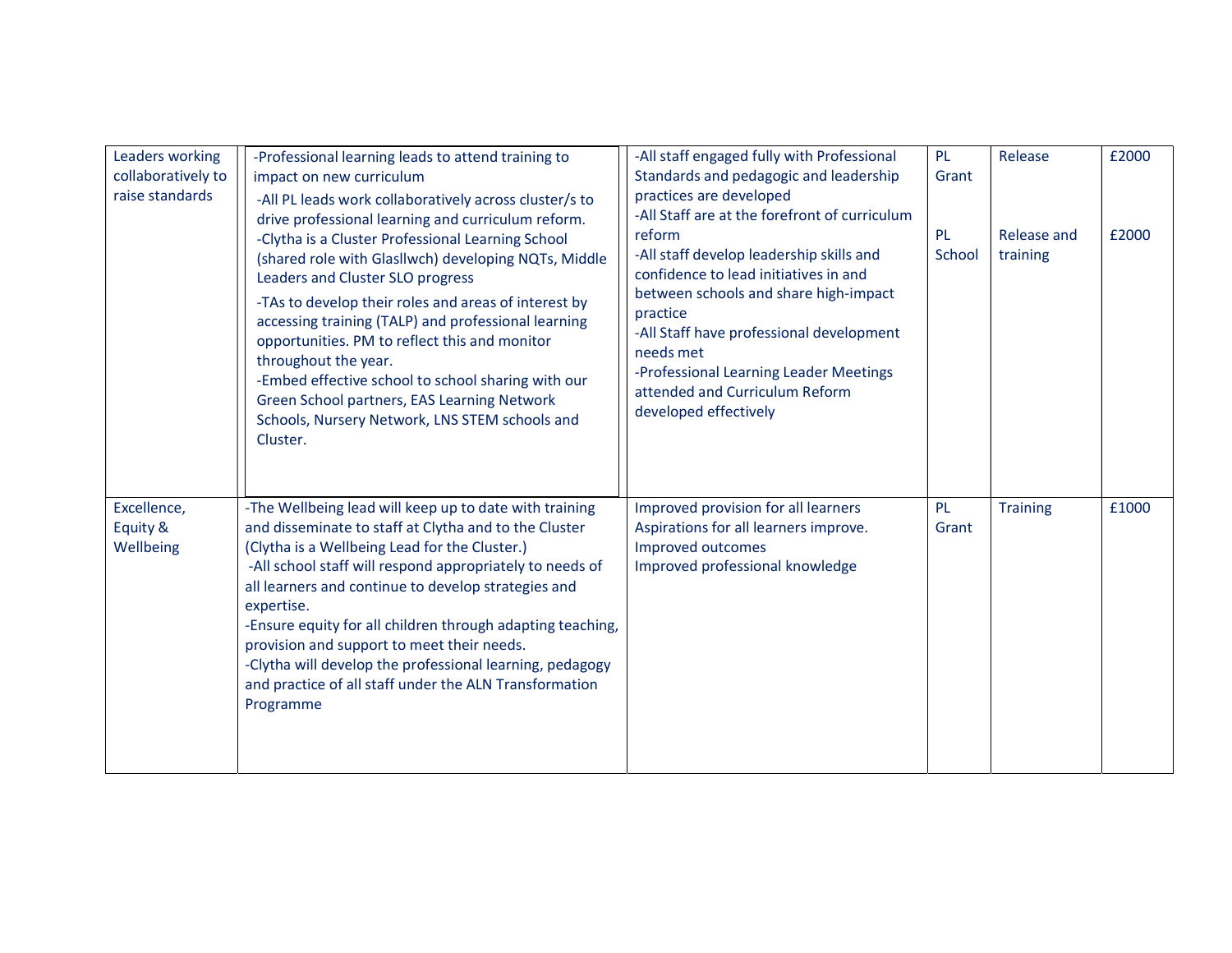| Leaders working collaboratively to raise standards | -Professional learning leads to attend training to impact on new curriculum<br>-All PL leads work collaboratively across cluster/s to drive professional learning and curriculum reform.<br>-Clytha is a Cluster Professional Learning School (shared role with Glasllwch) developing NQTs, Middle Leaders and Cluster SLO progress<br>-TAs to develop their roles and areas of interest by accessing training (TALP) and professional learning opportunities. PM to reflect this and monitor throughout the year.<br>-Embed effective school to school sharing with our Green School partners, EAS Learning Network Schools, Nursery Network, LNS STEM schools and Cluster. | -All staff engaged fully with Professional Standards and pedagogic and leadership practices are developed<br>-All Staff are at the forefront of curriculum reform<br>-All staff develop leadership skills and confidence to lead initiatives in and between schools and share high-impact practice<br>-All Staff have professional development needs met<br>-Professional Learning Leader Meetings attended and Curriculum Reform developed effectively | PL Grant<br><br>PL School | Release<br><br>Release and training | £2000<br><br>£2000 |
|---|---|---|---|---|---|
| Excellence, Equity & Wellbeing | -The Wellbeing lead will keep up to date with training and disseminate to staff at Clytha and to the Cluster (Clytha is a Wellbeing Lead for the Cluster.)<br>-All school staff will respond appropriately to needs of all learners and continue to develop strategies and expertise.<br>-Ensure equity for all children through adapting teaching, provision and support to meet their needs.<br>-Clytha will develop the professional learning, pedagogy and practice of all staff under the ALN Transformation Programme | Improved provision for all learners<br>Aspirations for all learners improve.<br>Improved outcomes<br>Improved professional knowledge | PL Grant | Training | £1000 |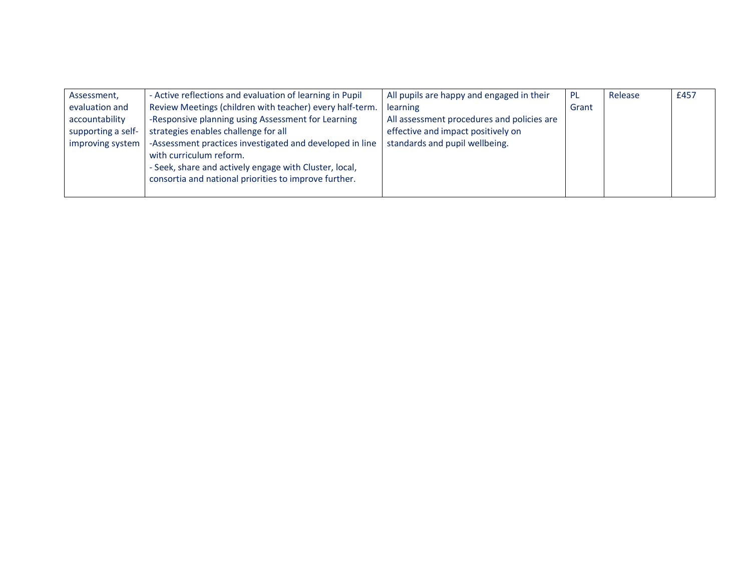| | | | | | |
|---|---|---|---|---|---|
| Assessment, evaluation and accountability supporting a self-improving system | - Active reflections and evaluation of learning in Pupil Review Meetings (children with teacher) every half-term.<br>-Responsive planning using Assessment for Learning strategies enables challenge for all<br>-Assessment practices investigated and developed in line with curriculum reform.<br>- Seek, share and actively engage with Cluster, local, consortia and national priorities to improve further. | All pupils are happy and engaged in their learning<br>All assessment procedures and policies are effective and impact positively on standards and pupil wellbeing. | PL Grant | Release | £457 |